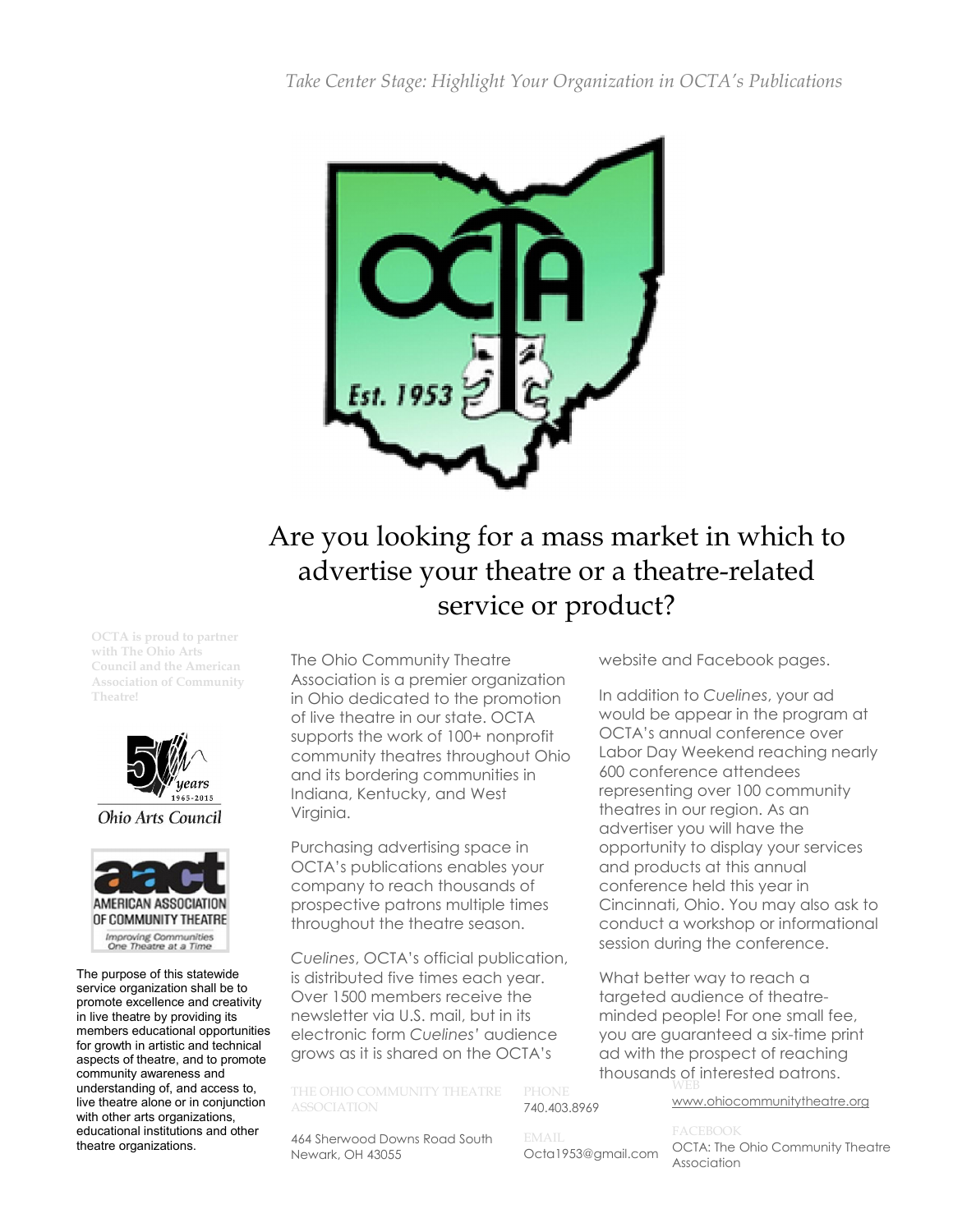*Take Center Stage: Highlight Your Organization in OCTA's Publications*

# Are you looking for a mass market in which to advertise your theatre or a theatre-related service or product?

**OCTA is proud to partner with The Ohio Arts Council and the American Association of Community Theatre!**

The purpose of this statewide service organization shall be to promote excellence and creativity in live theatre by providing its members educational opportunities for growth in artistic and technical aspects of theatre, and to promote community awareness and understanding of, and access to, live theatre alone or in conjunction with other arts organizations, educational institutions and other theatre organizations.

The Ohio Community Theatre Association is a premier organization in Ohio dedicated to the promotion of live theatre in our state. OCTA supports the work of 100+ nonprofit community theatres throughout Ohio and its bordering communities in Indiana, Kentucky, and West Virginia.

Purchasing advertising space in OCTA's publications enables your company to reach thousands of prospective patrons multiple times throughout the theatre season.

*Cuelines*, OCTA's official publication, is distributed five times each year. Over 1500 members receive the newsletter via U.S. mail, but in its electronic form *Cuelines'* audience grows as it is shared on the OCTA's website and Facebook pages.

In addition to *Cuelines*, your ad would be appear in the program at OCTA's annual conference over Labor Day Weekend reaching nearly 600 conference attendees representing over 100 community theatres in our region. As an advertiser you will have the opportunity to display your services and products at this annual conference held this year in Cincinnati, Ohio. You may also ask to conduct a workshop or informational session during the conference.

What better way to reach a targeted audience of theatre-minded people! For one small fee, you are guaranteed a six-time print ad with the prospect of reaching thousands of interested patrons.

THE OHIO COMMUNITY THEATRE ASSOCIATION

464 Sherwood Downs Road South
Newark, OH 43055

PHONE
740.403.8969

EMAIL
Octa1953@gmail.com

WEB
www.ohiocommunitytheatre.org

FACEBOOK
OCTA: The Ohio Community Theatre Association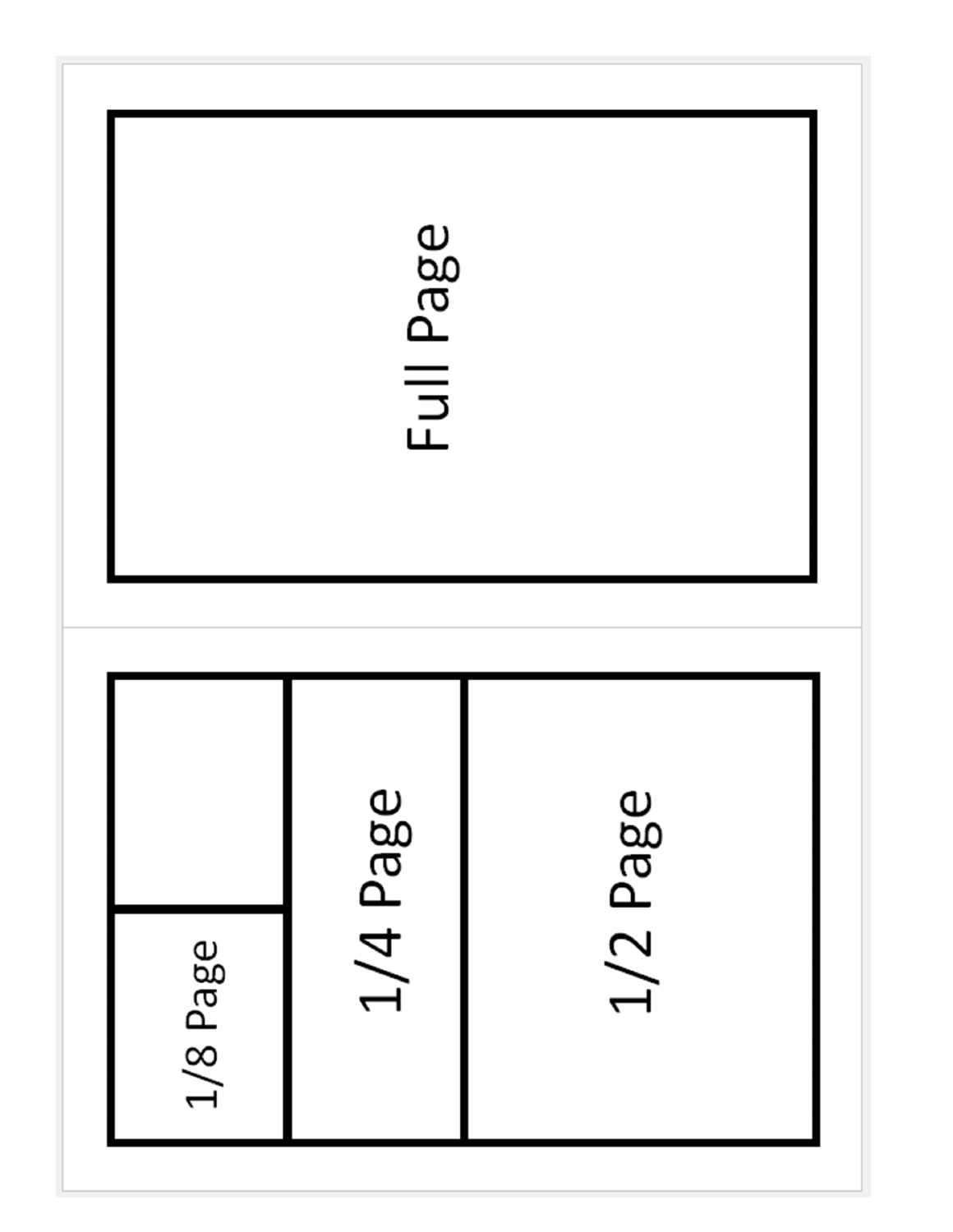Full Page

1/8 Page

1/4 Page

1/2 Page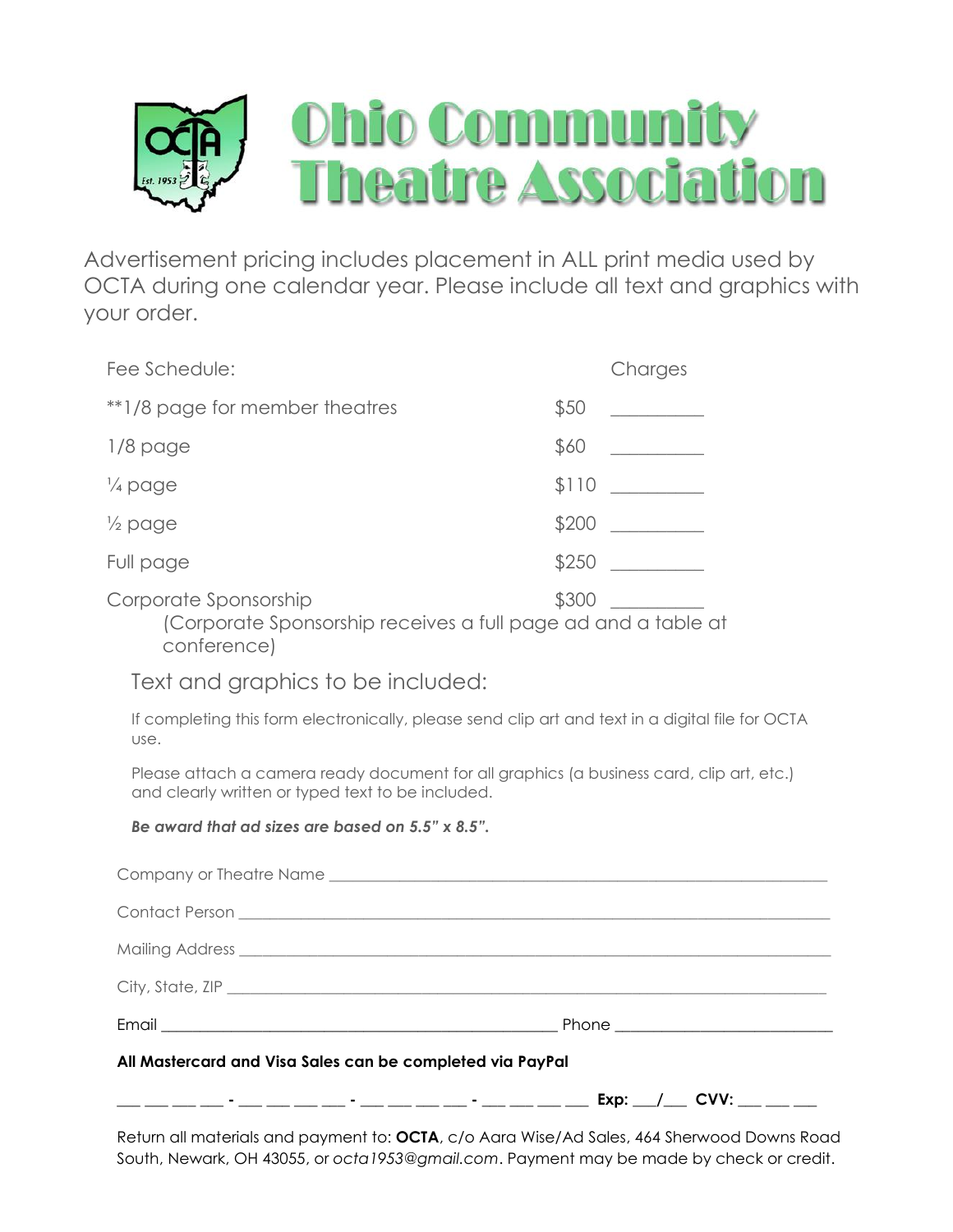# Ohio Community Theatre Association

Advertisement pricing includes placement in ALL print media used by OCTA during one calendar year. Please include all text and graphics with your order.

| Fee Schedule: | | Charges |
|---|---|---|
| **1/8 page for member theatres | $50 | __________ |
| 1/8 page | $60 | __________ |
| ¼ page | $110 | __________ |
| ½ page | $200 | __________ |
| Full page | $250 | __________ |
| Corporate Sponsorship | $300 | __________ |

(Corporate Sponsorship receives a full page ad and a table at conference)

Text and graphics to be included:

If completing this form electronically, please send clip art and text in a digital file for OCTA use.

Please attach a camera ready document for all graphics (a business card, clip art, etc.) and clearly written or typed text to be included.

***Be award that ad sizes are based on 5.5" x 8.5".***

Company or Theatre Name ____________________________________________________________

Contact Person ______________________________________________________________________

Mailing Address _____________________________________________________________________

City, State, ZIP ______________________________________________________________________

Email ______________________________________________ Phone __________________________

**All Mastercard and Visa Sales can be completed via PayPal**

___ ___ ___ ___ - ___ ___ ___ ___ - ___ ___ ___ ___ - ___ ___ ___ ___ **Exp:** ___/___ **CVV:** ___ ___ ___

Return all materials and payment to: **OCTA**, c/o Aara Wise/Ad Sales, 464 Sherwood Downs Road South, Newark, OH 43055, or *octa1953@gmail.com*. Payment may be made by check or credit.